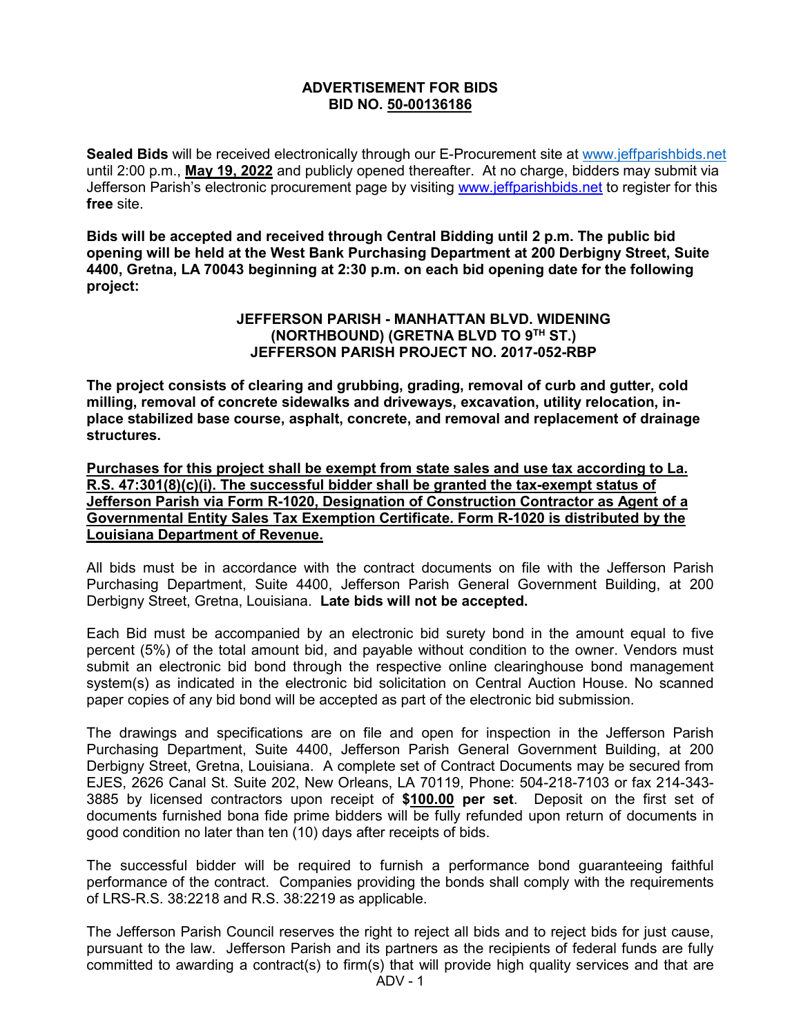**ADVERTISEMENT FOR BIDS**
**BID NO. 50-00136186**

**Sealed Bids** will be received electronically through our E-Procurement site at www.jeffparishbids.net until 2:00 p.m., **May 19, 2022** and publicly opened thereafter. At no charge, bidders may submit via Jefferson Parish's electronic procurement page by visiting www.jeffparishbids.net to register for this **free** site.

**Bids will be accepted and received through Central Bidding until 2 p.m. The public bid opening will be held at the West Bank Purchasing Department at 200 Derbigny Street, Suite 4400, Gretna, LA 70043 beginning at 2:30 p.m. on each bid opening date for the following project:**

**JEFFERSON PARISH - MANHATTAN BLVD. WIDENING (NORTHBOUND) (GRETNA BLVD TO 9TH ST.)**
**JEFFERSON PARISH PROJECT NO. 2017-052-RBP**

**The project consists of clearing and grubbing, grading, removal of curb and gutter, cold milling, removal of concrete sidewalks and driveways, excavation, utility relocation, in-place stabilized base course, asphalt, concrete, and removal and replacement of drainage structures.**

**Purchases for this project shall be exempt from state sales and use tax according to La. R.S. 47:301(8)(c)(i). The successful bidder shall be granted the tax-exempt status of Jefferson Parish via Form R-1020, Designation of Construction Contractor as Agent of a Governmental Entity Sales Tax Exemption Certificate. Form R-1020 is distributed by the Louisiana Department of Revenue.**

All bids must be in accordance with the contract documents on file with the Jefferson Parish Purchasing Department, Suite 4400, Jefferson Parish General Government Building, at 200 Derbigny Street, Gretna, Louisiana. **Late bids will not be accepted.**

Each Bid must be accompanied by an electronic bid surety bond in the amount equal to five percent (5%) of the total amount bid, and payable without condition to the owner. Vendors must submit an electronic bid bond through the respective online clearinghouse bond management system(s) as indicated in the electronic bid solicitation on Central Auction House. No scanned paper copies of any bid bond will be accepted as part of the electronic bid submission.

The drawings and specifications are on file and open for inspection in the Jefferson Parish Purchasing Department, Suite 4400, Jefferson Parish General Government Building, at 200 Derbigny Street, Gretna, Louisiana. A complete set of Contract Documents may be secured from EJES, 2626 Canal St. Suite 202, New Orleans, LA 70119, Phone: 504-218-7103 or fax 214-343-3885 by licensed contractors upon receipt of **$100.00 per set**. Deposit on the first set of documents furnished bona fide prime bidders will be fully refunded upon return of documents in good condition no later than ten (10) days after receipts of bids.

The successful bidder will be required to furnish a performance bond guaranteeing faithful performance of the contract. Companies providing the bonds shall comply with the requirements of LRS-R.S. 38:2218 and R.S. 38:2219 as applicable.

The Jefferson Parish Council reserves the right to reject all bids and to reject bids for just cause, pursuant to the law. Jefferson Parish and its partners as the recipients of federal funds are fully committed to awarding a contract(s) to firm(s) that will provide high quality services and that are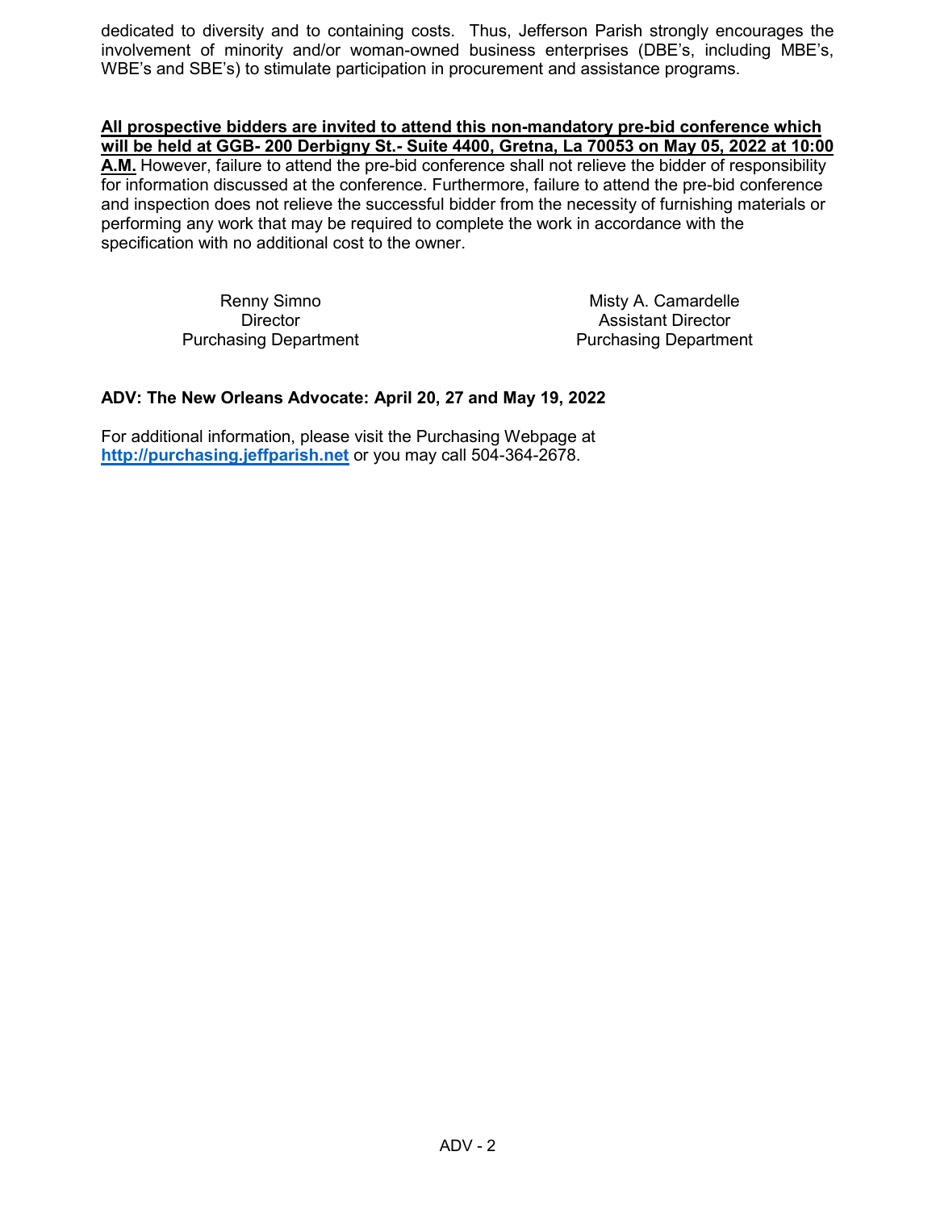dedicated to diversity and to containing costs. Thus, Jefferson Parish strongly encourages the involvement of minority and/or woman-owned business enterprises (DBE's, including MBE's, WBE's and SBE's) to stimulate participation in procurement and assistance programs.

**All prospective bidders are invited to attend this non-mandatory pre-bid conference which will be held at GGB- 200 Derbigny St.- Suite 4400, Gretna, La 70053 on May 05, 2022 at 10:00 A.M.** However, failure to attend the pre-bid conference shall not relieve the bidder of responsibility for information discussed at the conference. Furthermore, failure to attend the pre-bid conference and inspection does not relieve the successful bidder from the necessity of furnishing materials or performing any work that may be required to complete the work in accordance with the specification with no additional cost to the owner.

Renny Simno
Director
Purchasing Department

Misty A. Camardelle
Assistant Director
Purchasing Department

**ADV: The New Orleans Advocate: April 20, 27 and May 19, 2022**

For additional information, please visit the Purchasing Webpage at **http://purchasing.jeffparish.net** or you may call 504-364-2678.